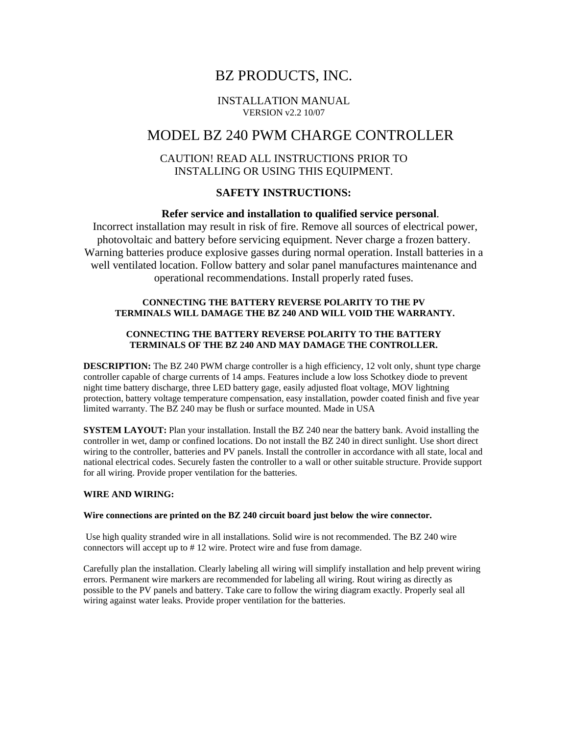# BZ PRODUCTS, INC.

INSTALLATION MANUAL
VERSION v2.2 10/07

# MODEL BZ 240 PWM CHARGE CONTROLLER

CAUTION! READ ALL INSTRUCTIONS PRIOR TO INSTALLING OR USING THIS EQUIPMENT.

## SAFETY INSTRUCTIONS:

**Refer service and installation to qualified service personal**. Incorrect installation may result in risk of fire. Remove all sources of electrical power, photovoltaic and battery before servicing equipment. Never charge a frozen battery. Warning batteries produce explosive gasses during normal operation. Install batteries in a well ventilated location. Follow battery and solar panel manufactures maintenance and operational recommendations. Install properly rated fuses.

**CONNECTING THE BATTERY REVERSE POLARITY TO THE PV TERMINALS WILL DAMAGE THE BZ 240 AND WILL VOID THE WARRANTY.**

**CONNECTING THE BATTERY REVERSE POLARITY TO THE BATTERY TERMINALS OF THE BZ 240 AND MAY DAMAGE THE CONTROLLER.**

**DESCRIPTION:** The BZ 240 PWM charge controller is a high efficiency, 12 volt only, shunt type charge controller capable of charge currents of 14 amps. Features include a low loss Schotkey diode to prevent night time battery discharge, three LED battery gage, easily adjusted float voltage, MOV lightning protection, battery voltage temperature compensation, easy installation, powder coated finish and five year limited warranty. The BZ 240 may be flush or surface mounted. Made in USA

**SYSTEM LAYOUT:** Plan your installation. Install the BZ 240 near the battery bank. Avoid installing the controller in wet, damp or confined locations. Do not install the BZ 240 in direct sunlight. Use short direct wiring to the controller, batteries and PV panels. Install the controller in accordance with all state, local and national electrical codes. Securely fasten the controller to a wall or other suitable structure. Provide support for all wiring. Provide proper ventilation for the batteries.

**WIRE AND WIRING:**

**Wire connections are printed on the BZ 240 circuit board just below the wire connector.**

Use high quality stranded wire in all installations. Solid wire is not recommended. The BZ 240 wire connectors will accept up to # 12 wire. Protect wire and fuse from damage.

Carefully plan the installation. Clearly labeling all wiring will simplify installation and help prevent wiring errors. Permanent wire markers are recommended for labeling all wiring. Rout wiring as directly as possible to the PV panels and battery. Take care to follow the wiring diagram exactly. Properly seal all wiring against water leaks. Provide proper ventilation for the batteries.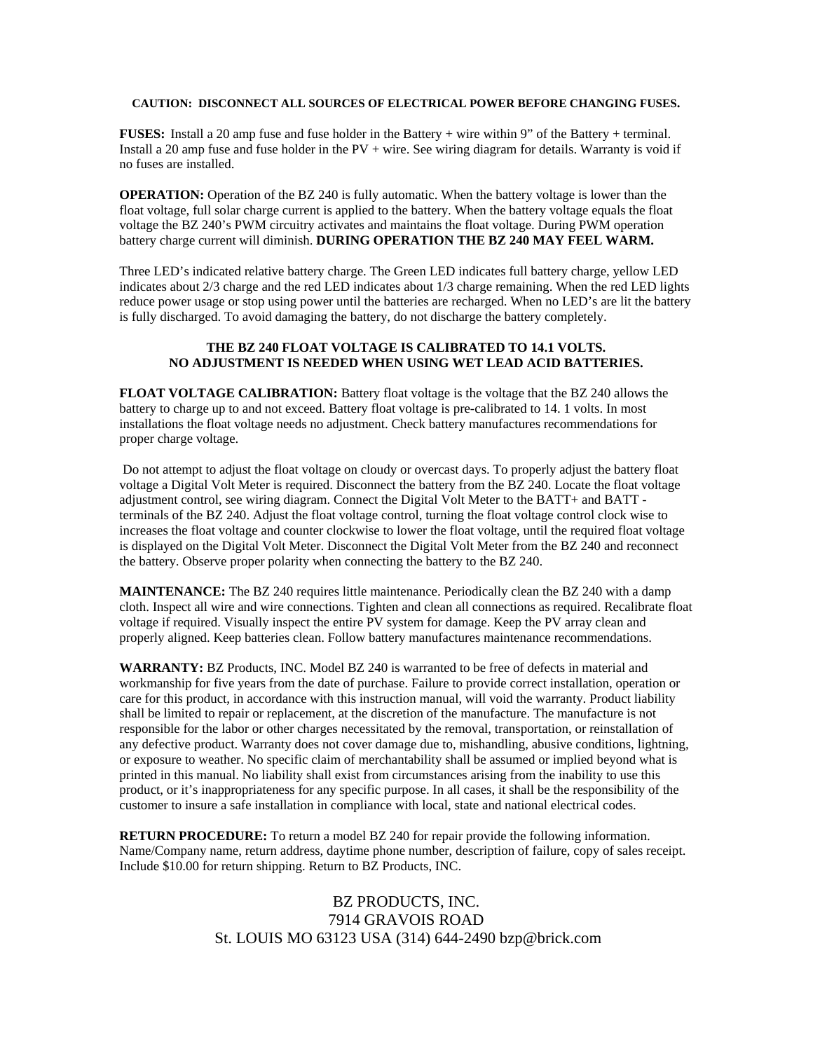**CAUTION: DISCONNECT ALL SOURCES OF ELECTRICAL POWER BEFORE CHANGING FUSES.**

**FUSES:** Install a 20 amp fuse and fuse holder in the Battery + wire within 9" of the Battery + terminal. Install a 20 amp fuse and fuse holder in the PV + wire. See wiring diagram for details. Warranty is void if no fuses are installed.

**OPERATION:** Operation of the BZ 240 is fully automatic. When the battery voltage is lower than the float voltage, full solar charge current is applied to the battery. When the battery voltage equals the float voltage the BZ 240's PWM circuitry activates and maintains the float voltage. During PWM operation battery charge current will diminish. **DURING OPERATION THE BZ 240 MAY FEEL WARM.**

Three LED's indicated relative battery charge. The Green LED indicates full battery charge, yellow LED indicates about 2/3 charge and the red LED indicates about 1/3 charge remaining. When the red LED lights reduce power usage or stop using power until the batteries are recharged. When no LED's are lit the battery is fully discharged. To avoid damaging the battery, do not discharge the battery completely.

**THE BZ 240 FLOAT VOLTAGE IS CALIBRATED TO 14.1 VOLTS.**
**NO ADJUSTMENT IS NEEDED WHEN USING WET LEAD ACID BATTERIES.**

**FLOAT VOLTAGE CALIBRATION:** Battery float voltage is the voltage that the BZ 240 allows the battery to charge up to and not exceed. Battery float voltage is pre-calibrated to 14. 1 volts. In most installations the float voltage needs no adjustment. Check battery manufactures recommendations for proper charge voltage.

Do not attempt to adjust the float voltage on cloudy or overcast days. To properly adjust the battery float voltage a Digital Volt Meter is required. Disconnect the battery from the BZ 240. Locate the float voltage adjustment control, see wiring diagram. Connect the Digital Volt Meter to the BATT+ and BATT - terminals of the BZ 240. Adjust the float voltage control, turning the float voltage control clock wise to increases the float voltage and counter clockwise to lower the float voltage, until the required float voltage is displayed on the Digital Volt Meter. Disconnect the Digital Volt Meter from the BZ 240 and reconnect the battery. Observe proper polarity when connecting the battery to the BZ 240.

**MAINTENANCE:** The BZ 240 requires little maintenance. Periodically clean the BZ 240 with a damp cloth. Inspect all wire and wire connections. Tighten and clean all connections as required. Recalibrate float voltage if required. Visually inspect the entire PV system for damage. Keep the PV array clean and properly aligned. Keep batteries clean. Follow battery manufactures maintenance recommendations.

**WARRANTY:** BZ Products, INC. Model BZ 240 is warranted to be free of defects in material and workmanship for five years from the date of purchase. Failure to provide correct installation, operation or care for this product, in accordance with this instruction manual, will void the warranty. Product liability shall be limited to repair or replacement, at the discretion of the manufacture. The manufacture is not responsible for the labor or other charges necessitated by the removal, transportation, or reinstallation of any defective product. Warranty does not cover damage due to, mishandling, abusive conditions, lightning, or exposure to weather. No specific claim of merchantability shall be assumed or implied beyond what is printed in this manual. No liability shall exist from circumstances arising from the inability to use this product, or it's inappropriateness for any specific purpose. In all cases, it shall be the responsibility of the customer to insure a safe installation in compliance with local, state and national electrical codes.

**RETURN PROCEDURE:** To return a model BZ 240 for repair provide the following information. Name/Company name, return address, daytime phone number, description of failure, copy of sales receipt. Include $10.00 for return shipping. Return to BZ Products, INC.

BZ PRODUCTS, INC.
7914 GRAVOIS ROAD
St. LOUIS MO 63123 USA (314) 644-2490 bzp@brick.com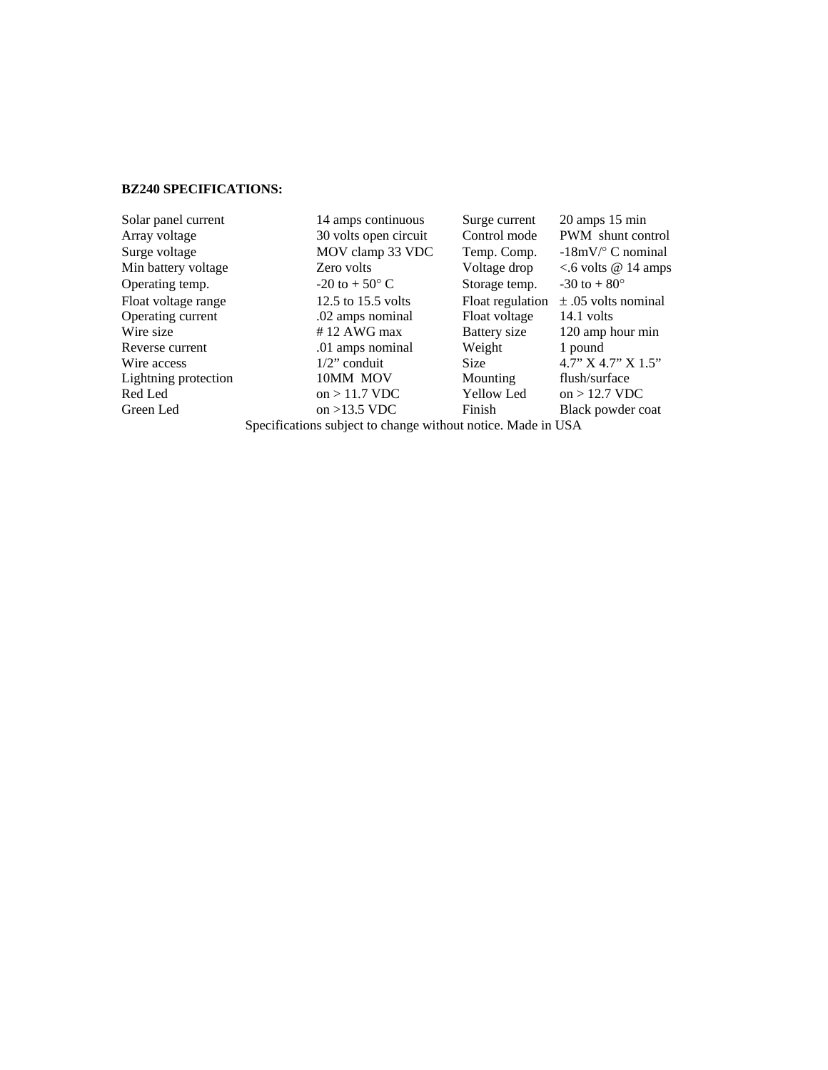**BZ240 SPECIFICATIONS:**

| | | | |
|---|---|---|---|
| Solar panel current | 14 amps continuous | Surge current | 20 amps 15 min |
| Array voltage | 30 volts open circuit | Control mode | PWM shunt control |
| Surge voltage | MOV clamp 33 VDC | Temp. Comp. | -18mV/° C nominal |
| Min battery voltage | Zero volts | Voltage drop | <.6 volts @ 14 amps |
| Operating temp. | -20 to + 50° C | Storage temp. | -30 to + 80° |
| Float voltage range | 12.5 to 15.5 volts | Float regulation | ± .05 volts nominal |
| Operating current | .02 amps nominal | Float voltage | 14.1 volts |
| Wire size | # 12 AWG max | Battery size | 120 amp hour min |
| Reverse current | .01 amps nominal | Weight | 1 pound |
| Wire access | 1/2" conduit | Size | 4.7" X 4.7" X 1.5" |
| Lightning protection | 10MM MOV | Mounting | flush/surface |
| Red Led | on > 11.7 VDC | Yellow Led | on > 12.7 VDC |
| Green Led | on >13.5 VDC | Finish | Black powder coat |

Specifications subject to change without notice. Made in USA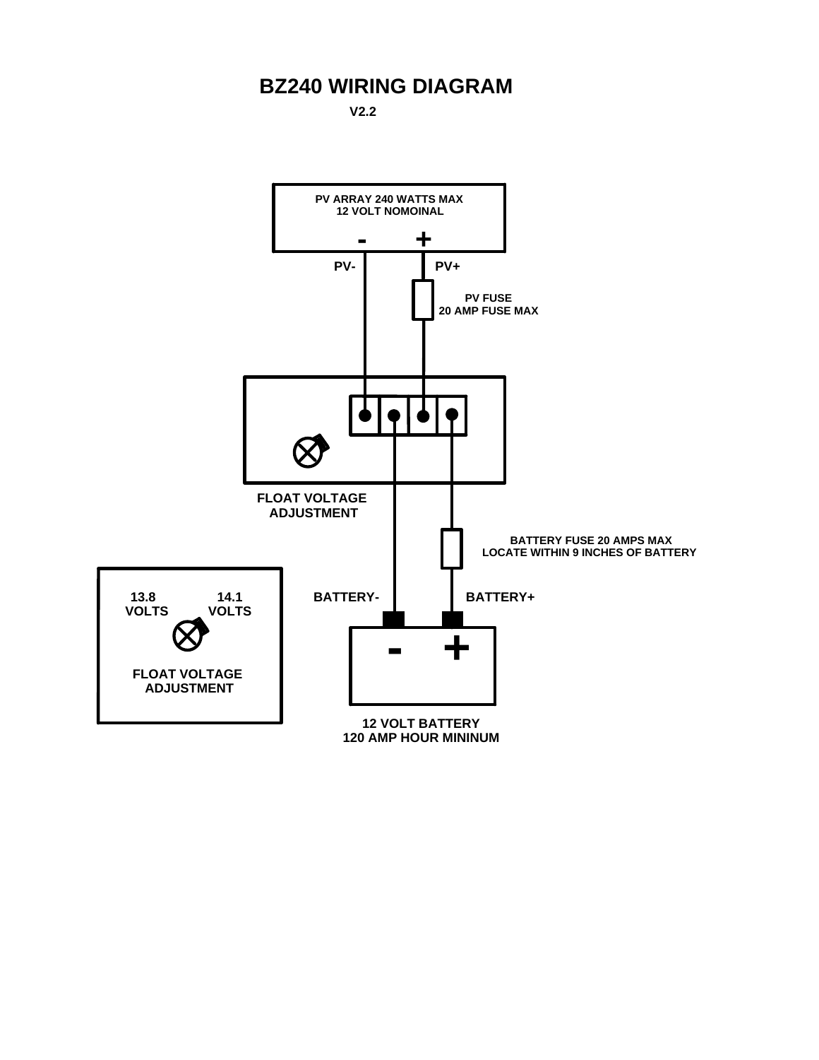# BZ240 WIRING DIAGRAM

V2.2

PV ARRAY 240 WATTS MAX
12 VOLT NOMOINAL

\-
\+

PV-
PV+

PV FUSE
20 AMP FUSE MAX

FLOAT VOLTAGE
ADJUSTMENT

BATTERY FUSE 20 AMPS MAX
LOCATE WITHIN 9 INCHES OF BATTERY

13.8
VOLTS

14.1
VOLTS

FLOAT VOLTAGE
ADJUSTMENT

BATTERY-
BATTERY+

\-
\+

12 VOLT BATTERY
120 AMP HOUR MININUM